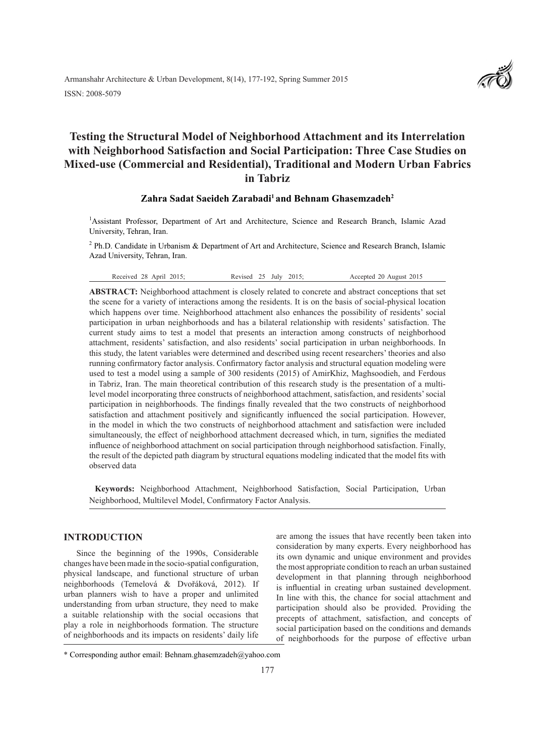Armanshahr Architecture & Urban Development, 8(14), 177-192, Spring Summer 2015

ISSN: 2008-5079

# Testing the Structural Model of Neighborhood Attachment and its Interrelation with Neighborhood Satisfaction and Social Participation: Three Case Studies on Mixed-use (Commercial and Residential), Traditional and Modern Urban Fabrics in Tabriz

**Zahra Sadat Saeideh Zarabadi[1] and Behnam Ghasemzadeh[2]**

[1]Assistant Professor, Department of Art and Architecture, Science and Research Branch, Islamic Azad University, Tehran, Iran.

[2] Ph.D. Candidate in Urbanism & Department of Art and Architecture, Science and Research Branch, Islamic Azad University, Tehran, Iran.

Received 28 April 2015; Revised 25 July 2015; Accepted 20 August 2015

**ABSTRACT:** Neighborhood attachment is closely related to concrete and abstract conceptions that set the scene for a variety of interactions among the residents. It is on the basis of social-physical location which happens over time. Neighborhood attachment also enhances the possibility of residents' social participation in urban neighborhoods and has a bilateral relationship with residents' satisfaction. The current study aims to test a model that presents an interaction among constructs of neighborhood attachment, residents' satisfaction, and also residents' social participation in urban neighborhoods. In this study, the latent variables were determined and described using recent researchers' theories and also running confirmatory factor analysis. Confirmatory factor analysis and structural equation modeling were used to test a model using a sample of 300 residents (2015) of AmirKhiz, Maghsoodieh, and Ferdous in Tabriz, Iran. The main theoretical contribution of this research study is the presentation of a multi-level model incorporating three constructs of neighborhood attachment, satisfaction, and residents' social participation in neighborhoods. The findings finally revealed that the two constructs of neighborhood satisfaction and attachment positively and significantly influenced the social participation. However, in the model in which the two constructs of neighborhood attachment and satisfaction were included simultaneously, the effect of neighborhood attachment decreased which, in turn, signifies the mediated influence of neighborhood attachment on social participation through neighborhood satisfaction. Finally, the result of the depicted path diagram by structural equations modeling indicated that the model fits with observed data

**Keywords:** Neighborhood Attachment, Neighborhood Satisfaction, Social Participation, Urban Neighborhood, Multilevel Model, Confirmatory Factor Analysis.

## INTRODUCTION

Since the beginning of the 1990s, Considerable changes have been made in the socio-spatial configuration, physical landscape, and functional structure of urban neighborhoods (Temelová & Dvořáková, 2012). If urban planners wish to have a proper and unlimited understanding from urban structure, they need to make a suitable relationship with the social occasions that play a role in neighborhoods formation. The structure of neighborhoods and its impacts on residents' daily life are among the issues that have recently been taken into consideration by many experts. Every neighborhood has its own dynamic and unique environment and provides the most appropriate condition to reach an urban sustained development in that planning through neighborhood is influential in creating urban sustained development. In line with this, the chance for social attachment and participation should also be provided. Providing the precepts of attachment, satisfaction, and concepts of social participation based on the conditions and demands of neighborhoods for the purpose of effective urban

\* Corresponding author email: Behnam.ghasemzadeh@yahoo.com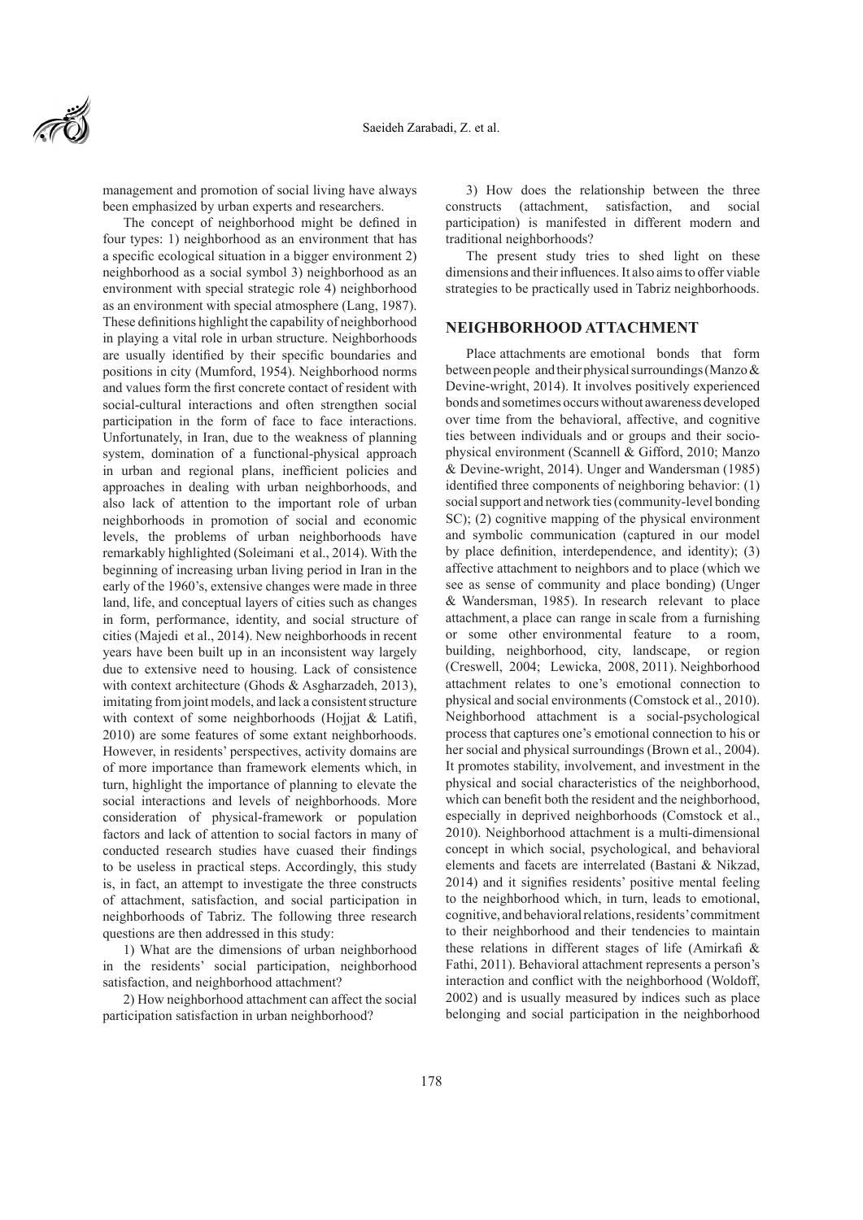management and promotion of social living have always been emphasized by urban experts and researchers.

The concept of neighborhood might be defined in four types: 1) neighborhood as an environment that has a specific ecological situation in a bigger environment 2) neighborhood as a social symbol 3) neighborhood as an environment with special strategic role 4) neighborhood as an environment with special atmosphere (Lang, 1987). These definitions highlight the capability of neighborhood in playing a vital role in urban structure. Neighborhoods are usually identified by their specific boundaries and positions in city (Mumford, 1954). Neighborhood norms and values form the first concrete contact of resident with social-cultural interactions and often strengthen social participation in the form of face to face interactions. Unfortunately, in Iran, due to the weakness of planning system, domination of a functional-physical approach in urban and regional plans, inefficient policies and approaches in dealing with urban neighborhoods, and also lack of attention to the important role of urban neighborhoods in promotion of social and economic levels, the problems of urban neighborhoods have remarkably highlighted (Soleimani et al., 2014). With the beginning of increasing urban living period in Iran in the early of the 1960's, extensive changes were made in three land, life, and conceptual layers of cities such as changes in form, performance, identity, and social structure of cities (Majedi et al., 2014). New neighborhoods in recent years have been built up in an inconsistent way largely due to extensive need to housing. Lack of consistence with context architecture (Ghods & Asgharzadeh, 2013), imitating from joint models, and lack a consistent structure with context of some neighborhoods (Hojjat & Latifi, 2010) are some features of some extant neighborhoods. However, in residents' perspectives, activity domains are of more importance than framework elements which, in turn, highlight the importance of planning to elevate the social interactions and levels of neighborhoods. More consideration of physical-framework or population factors and lack of attention to social factors in many of conducted research studies have cuased their findings to be useless in practical steps. Accordingly, this study is, in fact, an attempt to investigate the three constructs of attachment, satisfaction, and social participation in neighborhoods of Tabriz. The following three research questions are then addressed in this study:

1) What are the dimensions of urban neighborhood in the residents' social participation, neighborhood satisfaction, and neighborhood attachment?

2) How neighborhood attachment can affect the social participation satisfaction in urban neighborhood?

3) How does the relationship between the three constructs (attachment, satisfaction, and social participation) is manifested in different modern and traditional neighborhoods?

The present study tries to shed light on these dimensions and their influences. It also aims to offer viable strategies to be practically used in Tabriz neighborhoods.

## NEIGHBORHOOD ATTACHMENT

Place attachments are emotional bonds that form between people and their physical surroundings (Manzo & Devine-wright, 2014). It involves positively experienced bonds and sometimes occurs without awareness developed over time from the behavioral, affective, and cognitive ties between individuals and or groups and their socio-physical environment (Scannell & Gifford, 2010; Manzo & Devine-wright, 2014). Unger and Wandersman (1985) identified three components of neighboring behavior: (1) social support and network ties (community-level bonding SC); (2) cognitive mapping of the physical environment and symbolic communication (captured in our model by place definition, interdependence, and identity); (3) affective attachment to neighbors and to place (which we see as sense of community and place bonding) (Unger & Wandersman, 1985). In research relevant to place attachment, a place can range in scale from a furnishing or some other environmental feature to a room, building, neighborhood, city, landscape, or region (Creswell, 2004; Lewicka, 2008, 2011). Neighborhood attachment relates to one's emotional connection to physical and social environments (Comstock et al., 2010). Neighborhood attachment is a social-psychological process that captures one's emotional connection to his or her social and physical surroundings (Brown et al., 2004). It promotes stability, involvement, and investment in the physical and social characteristics of the neighborhood, which can benefit both the resident and the neighborhood, especially in deprived neighborhoods (Comstock et al., 2010). Neighborhood attachment is a multi-dimensional concept in which social, psychological, and behavioral elements and facets are interrelated (Bastani & Nikzad, 2014) and it signifies residents' positive mental feeling to the neighborhood which, in turn, leads to emotional, cognitive, and behavioral relations, residents' commitment to their neighborhood and their tendencies to maintain these relations in different stages of life (Amirkafi & Fathi, 2011). Behavioral attachment represents a person's interaction and conflict with the neighborhood (Woldoff, 2002) and is usually measured by indices such as place belonging and social participation in the neighborhood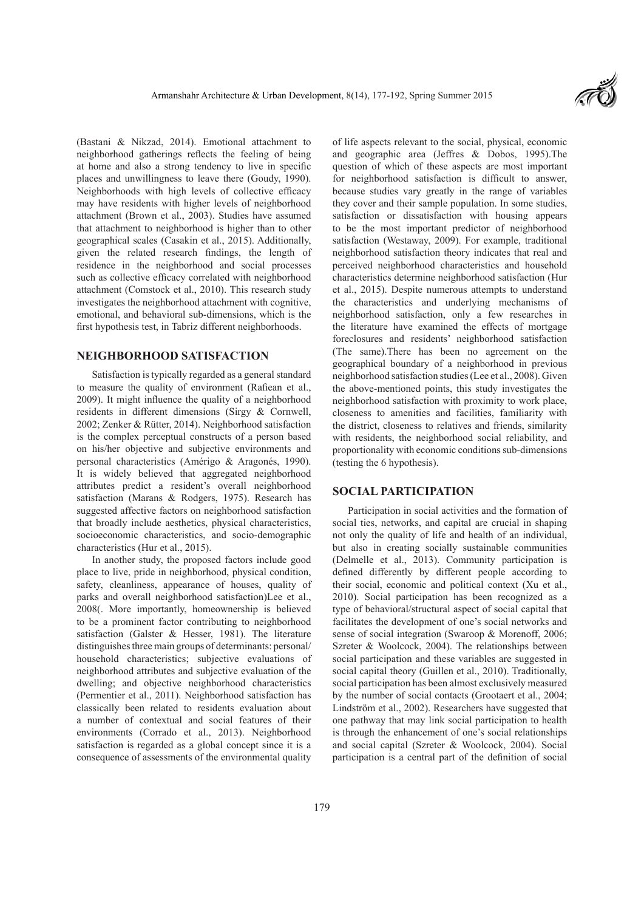(Bastani & Nikzad, 2014). Emotional attachment to neighborhood gatherings reflects the feeling of being at home and also a strong tendency to live in specific places and unwillingness to leave there (Goudy, 1990). Neighborhoods with high levels of collective efficacy may have residents with higher levels of neighborhood attachment (Brown et al., 2003). Studies have assumed that attachment to neighborhood is higher than to other geographical scales (Casakin et al., 2015). Additionally, given the related research findings, the length of residence in the neighborhood and social processes such as collective efficacy correlated with neighborhood attachment (Comstock et al., 2010). This research study investigates the neighborhood attachment with cognitive, emotional, and behavioral sub-dimensions, which is the first hypothesis test, in Tabriz different neighborhoods.

## NEIGHBORHOOD SATISFACTION

Satisfaction is typically regarded as a general standard to measure the quality of environment (Rafiean et al., 2009). It might influence the quality of a neighborhood residents in different dimensions (Sirgy & Cornwell, 2002; Zenker & Rütter, 2014). Neighborhood satisfaction is the complex perceptual constructs of a person based on his/her objective and subjective environments and personal characteristics (Amérigo & Aragonés, 1990). It is widely believed that aggregated neighborhood attributes predict a resident's overall neighborhood satisfaction (Marans & Rodgers, 1975). Research has suggested affective factors on neighborhood satisfaction that broadly include aesthetics, physical characteristics, socioeconomic characteristics, and socio-demographic characteristics (Hur et al., 2015).

In another study, the proposed factors include good place to live, pride in neighborhood, physical condition, safety, cleanliness, appearance of houses, quality of parks and overall neighborhood satisfaction)Lee et al., 2008(. More importantly, homeownership is believed to be a prominent factor contributing to neighborhood satisfaction (Galster & Hesser, 1981). The literature distinguishes three main groups of determinants: personal/household characteristics; subjective evaluations of neighborhood attributes and subjective evaluation of the dwelling; and objective neighborhood characteristics (Permentier et al., 2011). Neighborhood satisfaction has classically been related to residents evaluation about a number of contextual and social features of their environments (Corrado et al., 2013). Neighborhood satisfaction is regarded as a global concept since it is a consequence of assessments of the environmental quality of life aspects relevant to the social, physical, economic and geographic area (Jeffres & Dobos, 1995).The question of which of these aspects are most important for neighborhood satisfaction is difficult to answer, because studies vary greatly in the range of variables they cover and their sample population. In some studies, satisfaction or dissatisfaction with housing appears to be the most important predictor of neighborhood satisfaction (Westaway, 2009). For example, traditional neighborhood satisfaction theory indicates that real and perceived neighborhood characteristics and household characteristics determine neighborhood satisfaction (Hur et al., 2015). Despite numerous attempts to understand the characteristics and underlying mechanisms of neighborhood satisfaction, only a few researches in the literature have examined the effects of mortgage foreclosures and residents' neighborhood satisfaction (The same).There has been no agreement on the geographical boundary of a neighborhood in previous neighborhood satisfaction studies (Lee et al., 2008). Given the above-mentioned points, this study investigates the neighborhood satisfaction with proximity to work place, closeness to amenities and facilities, familiarity with the district, closeness to relatives and friends, similarity with residents, the neighborhood social reliability, and proportionality with economic conditions sub-dimensions (testing the 6 hypothesis).

## SOCIAL PARTICIPATION

Participation in social activities and the formation of social ties, networks, and capital are crucial in shaping not only the quality of life and health of an individual, but also in creating socially sustainable communities (Delmelle et al., 2013). Community participation is defined differently by different people according to their social, economic and political context (Xu et al., 2010). Social participation has been recognized as a type of behavioral/structural aspect of social capital that facilitates the development of one's social networks and sense of social integration (Swaroop & Morenoff, 2006; Szreter & Woolcock, 2004). The relationships between social participation and these variables are suggested in social capital theory (Guillen et al., 2010). Traditionally, social participation has been almost exclusively measured by the number of social contacts (Grootaert et al., 2004; Lindström et al., 2002). Researchers have suggested that one pathway that may link social participation to health is through the enhancement of one's social relationships and social capital (Szreter & Woolcock, 2004). Social participation is a central part of the definition of social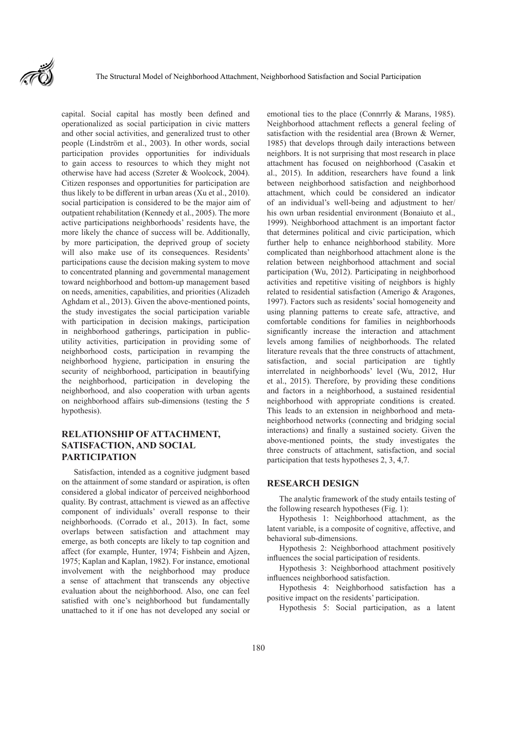capital. Social capital has mostly been defined and operationalized as social participation in civic matters and other social activities, and generalized trust to other people (Lindström et al., 2003). In other words, social participation provides opportunities for individuals to gain access to resources to which they might not otherwise have had access (Szreter & Woolcock, 2004). Citizen responses and opportunities for participation are thus likely to be different in urban areas (Xu et al., 2010). social participation is considered to be the major aim of outpatient rehabilitation (Kennedy et al., 2005). The more active participations neighborhoods' residents have, the more likely the chance of success will be. Additionally, by more participation, the deprived group of society will also make use of its consequences. Residents' participations cause the decision making system to move to concentrated planning and governmental management toward neighborhood and bottom-up management based on needs, amenities, capabilities, and priorities (Alizadeh Aghdam et al., 2013). Given the above-mentioned points, the study investigates the social participation variable with participation in decision makings, participation in neighborhood gatherings, participation in public-utility activities, participation in providing some of neighborhood costs, participation in revamping the neighborhood hygiene, participation in ensuring the security of neighborhood, participation in beautifying the neighborhood, participation in developing the neighborhood, and also cooperation with urban agents on neighborhood affairs sub-dimensions (testing the 5 hypothesis).

## RELATIONSHIP OF ATTACHMENT, SATISFACTION, AND SOCIAL PARTICIPATION

Satisfaction, intended as a cognitive judgment based on the attainment of some standard or aspiration, is often considered a global indicator of perceived neighborhood quality. By contrast, attachment is viewed as an affective component of individuals' overall response to their neighborhoods. (Corrado et al., 2013). In fact, some overlaps between satisfaction and attachment may emerge, as both concepts are likely to tap cognition and affect (for example, Hunter, 1974; Fishbein and Ajzen, 1975; Kaplan and Kaplan, 1982). For instance, emotional involvement with the neighborhood may produce a sense of attachment that transcends any objective evaluation about the neighborhood. Also, one can feel satisfied with one's neighborhood but fundamentally unattached to it if one has not developed any social or emotional ties to the place (Connrrly & Marans, 1985). Neighborhood attachment reflects a general feeling of satisfaction with the residential area (Brown & Werner, 1985) that develops through daily interactions between neighbors. It is not surprising that most research in place attachment has focused on neighborhood (Casakin et al., 2015). In addition, researchers have found a link between neighborhood satisfaction and neighborhood attachment, which could be considered an indicator of an individual's well-being and adjustment to her/his own urban residential environment (Bonaiuto et al., 1999). Neighborhood attachment is an important factor that determines political and civic participation, which further help to enhance neighborhood stability. More complicated than neighborhood attachment alone is the relation between neighborhood attachment and social participation (Wu, 2012). Participating in neighborhood activities and repetitive visiting of neighbors is highly related to residential satisfaction (Amerigo & Aragones, 1997). Factors such as residents' social homogeneity and using planning patterns to create safe, attractive, and comfortable conditions for families in neighborhoods significantly increase the interaction and attachment levels among families of neighborhoods. The related literature reveals that the three constructs of attachment, satisfaction, and social participation are tightly interrelated in neighborhoods' level (Wu, 2012, Hur et al., 2015). Therefore, by providing these conditions and factors in a neighborhood, a sustained residential neighborhood with appropriate conditions is created. This leads to an extension in neighborhood and meta-neighborhood networks (connecting and bridging social interactions) and finally a sustained society. Given the above-mentioned points, the study investigates the three constructs of attachment, satisfaction, and social participation that tests hypotheses 2, 3, 4,7.

## RESEARCH DESIGN

The analytic framework of the study entails testing of the following research hypotheses (Fig. 1):

Hypothesis 1: Neighborhood attachment, as the latent variable, is a composite of cognitive, affective, and behavioral sub-dimensions.

Hypothesis 2: Neighborhood attachment positively influences the social participation of residents.

Hypothesis 3: Neighborhood attachment positively influences neighborhood satisfaction.

Hypothesis 4: Neighborhood satisfaction has a positive impact on the residents' participation.

Hypothesis 5: Social participation, as a latent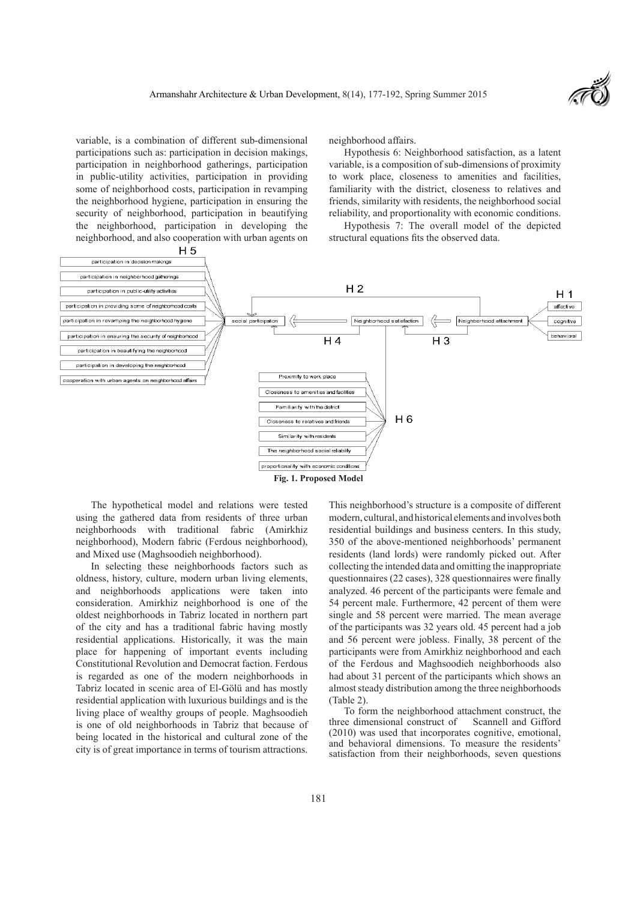variable, is a combination of different sub-dimensional participations such as: participation in decision makings, participation in neighborhood gatherings, participation in public-utility activities, participation in providing some of neighborhood costs, participation in revamping the neighborhood hygiene, participation in ensuring the security of neighborhood, participation in beautifying the neighborhood, participation in developing the neighborhood, and also cooperation with urban agents on neighborhood affairs.

Hypothesis 6: Neighborhood satisfaction, as a latent variable, is a composition of sub-dimensions of proximity to work place, closeness to amenities and facilities, familiarity with the district, closeness to relatives and friends, similarity with residents, the neighborhood social reliability, and proportionality with economic conditions.

Hypothesis 7: The overall model of the depicted structural equations fits the observed data.

H 5

participation in decision makings
participation in neighborhood gatherings
participation in public-utility activities
participation in providing some of neighborhood costs
participation in revamping the neighborhood hygiene
participation in ensuring the security of neighborhood
participation in beautifying the neighborhood
participation in developing the neighborhood
cooperation with urban agents on neighborhood affairs

H 2 H 1

social participation ⇐ Neighborhood satisfaction ⇐ Neighborhood attachment

affective
cognitive
behavioral

H 4 H 3

Proximity to work place
Closeness to amenities and facilities
Familiarity with the district
Closeness to relatives and friends
Similarity with residents
The neighborhood social reliability
proportionality with economic conditions

H 6

**Fig. 1. Proposed Model**

The hypothetical model and relations were tested using the gathered data from residents of three urban neighborhoods with traditional fabric (Amirkhiz neighborhood), Modern fabric (Ferdous neighborhood), and Mixed use (Maghsoodieh neighborhood).

In selecting these neighborhoods factors such as oldness, history, culture, modern urban living elements, and neighborhoods applications were taken into consideration. Amirkhiz neighborhood is one of the oldest neighborhoods in Tabriz located in northern part of the city and has a traditional fabric having mostly residential applications. Historically, it was the main place for happening of important events including Constitutional Revolution and Democrat faction. Ferdous is regarded as one of the modern neighborhoods in Tabriz located in scenic area of El-Gölü and has mostly residential application with luxurious buildings and is the living place of wealthy groups of people. Maghsoodieh is one of old neighborhoods in Tabriz that because of being located in the historical and cultural zone of the city is of great importance in terms of tourism attractions. This neighborhood's structure is a composite of different modern, cultural, and historical elements and involves both residential buildings and business centers. In this study, 350 of the above-mentioned neighborhoods' permanent residents (land lords) were randomly picked out. After collecting the intended data and omitting the inappropriate questionnaires (22 cases), 328 questionnaires were finally analyzed. 46 percent of the participants were female and 54 percent male. Furthermore, 42 percent of them were single and 58 percent were married. The mean average of the participants was 32 years old. 45 percent had a job and 56 percent were jobless. Finally, 38 percent of the participants were from Amirkhiz neighborhood and each of the Ferdous and Maghsoodieh neighborhoods also had about 31 percent of the participants which shows an almost steady distribution among the three neighborhoods (Table 2).

To form the neighborhood attachment construct, the three dimensional construct of Scannell and Gifford (2010) was used that incorporates cognitive, emotional, and behavioral dimensions. To measure the residents' satisfaction from their neighborhoods, seven questions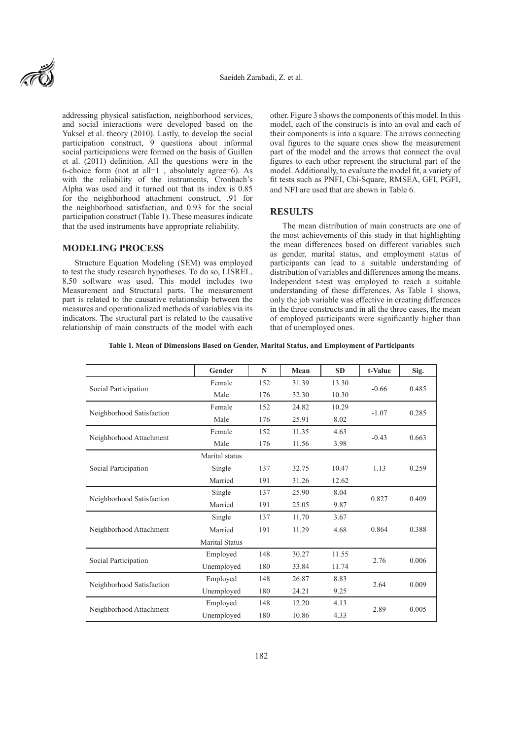addressing physical satisfaction, neighborhood services, and social interactions were developed based on the Yuksel et al. theory (2010). Lastly, to develop the social participation construct, 9 questions about informal social participations were formed on the basis of Guillen et al. (2011) definition. All the questions were in the 6-choice form (not at all=1 , absolutely agree=6). As with the reliability of the instruments, Cronbach's Alpha was used and it turned out that its index is 0.85 for the neighborhood attachment construct, .91 for the neighborhood satisfaction, and 0.93 for the social participation construct (Table 1). These measures indicate that the used instruments have appropriate reliability.

## MODELING PROCESS

Structure Equation Modeling (SEM) was employed to test the study research hypotheses. To do so, LISREL, 8.50 software was used. This model includes two Measurement and Structural parts. The measurement part is related to the causative relationship between the measures and operationalized methods of variables via its indicators. The structural part is related to the causative relationship of main constructs of the model with each other. Figure 3 shows the components of this model. In this model, each of the constructs is into an oval and each of their components is into a square. The arrows connecting oval figures to the square ones show the measurement part of the model and the arrows that connect the oval figures to each other represent the structural part of the model. Additionally, to evaluate the model fit, a variety of fit tests such as PNFI, Chi-Square, RMSEA, GFI, PGFI, and NFI are used that are shown in Table 6.

## RESULTS

The mean distribution of main constructs are one of the most achievements of this study in that highlighting the mean differences based on different variables such as gender, marital status, and employment status of participants can lead to a suitable understanding of distribution of variables and differences among the means. Independent t-test was employed to reach a suitable understanding of these differences. As Table 1 shows, only the job variable was effective in creating differences in the three constructs and in all the three cases, the mean of employed participants were significantly higher than that of unemployed ones.

**Table 1. Mean of Dimensions Based on Gender, Marital Status, and Employment of Participants**

| | Gender | N | Mean | SD | t-Value | Sig. |
|---|---|---|---|---|---|---|
| Social Participation | Female | 152 | 31.39 | 13.30 | -0.66 | 0.485 |
| | Male | 176 | 32.30 | 10.30 | | |
| Neighborhood Satisfaction | Female | 152 | 24.82 | 10.29 | -1.07 | 0.285 |
| | Male | 176 | 25.91 | 8.02 | | |
| Neighborhood Attachment | Female | 152 | 11.35 | 4.63 | -0.43 | 0.663 |
| | Male | 176 | 11.56 | 3.98 | | |
| | Marital status | | | | | |
| Social Participation | Single | 137 | 32.75 | 10.47 | 1.13 | 0.259 |
| | Married | 191 | 31.26 | 12.62 | | |
| Neighborhood Satisfaction | Single | 137 | 25.90 | 8.04 | 0.827 | 0.409 |
| | Married | 191 | 25.05 | 9.87 | | |
| Neighborhood Attachment | Single | 137 | 11.70 | 3.67 | 0.864 | 0.388 |
| | Married | 191 | 11.29 | 4.68 | | |
| | Marital Status | | | | | |
| Social Participation | Employed | 148 | 30.27 | 11.55 | 2.76 | 0.006 |
| | Unemployed | 180 | 33.84 | 11.74 | | |
| Neighborhood Satisfaction | Employed | 148 | 26.87 | 8.83 | 2.64 | 0.009 |
| | Unemployed | 180 | 24.21 | 9.25 | | |
| Neighborhood Attachment | Employed | 148 | 12.20 | 4.13 | 2.89 | 0.005 |
| | Unemployed | 180 | 10.86 | 4.33 | | |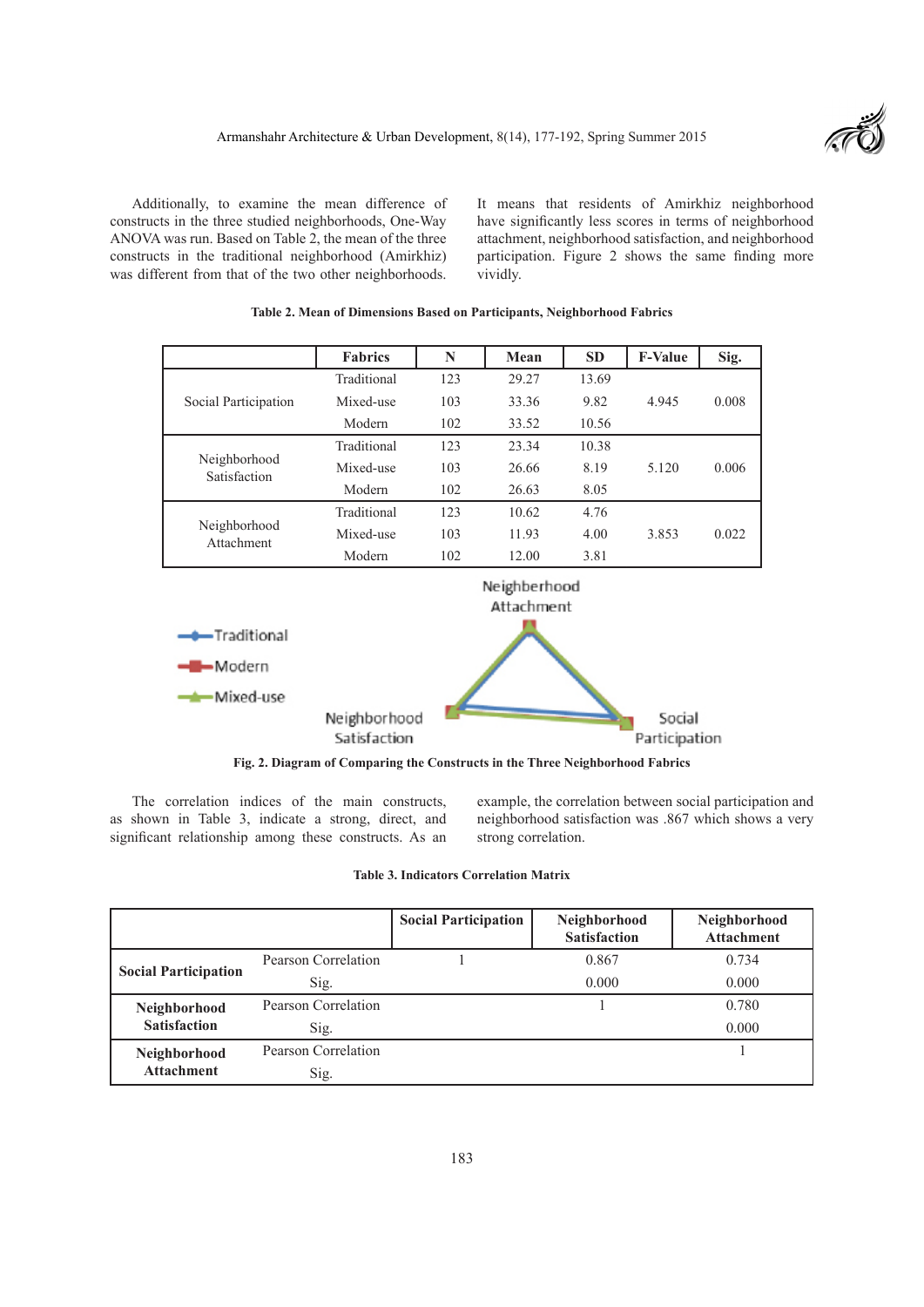Additionally, to examine the mean difference of constructs in the three studied neighborhoods, One-Way ANOVA was run. Based on Table 2, the mean of the three constructs in the traditional neighborhood (Amirkhiz) was different from that of the two other neighborhoods. It means that residents of Amirkhiz neighborhood have significantly less scores in terms of neighborhood attachment, neighborhood satisfaction, and neighborhood participation. Figure 2 shows the same finding more vividly.

**Table 2. Mean of Dimensions Based on Participants, Neighborhood Fabrics**

| | Fabrics | N | Mean | SD | F-Value | Sig. |
|---|---|---|---|---|---|---|
| Social Participation | Traditional | 123 | 29.27 | 13.69 | 4.945 | 0.008 |
| | Mixed-use | 103 | 33.36 | 9.82 | | |
| | Modern | 102 | 33.52 | 10.56 | | |
| Neighborhood Satisfaction | Traditional | 123 | 23.34 | 10.38 | 5.120 | 0.006 |
| | Mixed-use | 103 | 26.66 | 8.19 | | |
| | Modern | 102 | 26.63 | 8.05 | | |
| Neighborhood Attachment | Traditional | 123 | 10.62 | 4.76 | 3.853 | 0.022 |
| | Mixed-use | 103 | 11.93 | 4.00 | | |
| | Modern | 102 | 12.00 | 3.81 | | |

**Fig. 2. Diagram of Comparing the Constructs in the Three Neighborhood Fabrics**

The correlation indices of the main constructs, as shown in Table 3, indicate a strong, direct, and significant relationship among these constructs. As an example, the correlation between social participation and neighborhood satisfaction was .867 which shows a very strong correlation.

**Table 3. Indicators Correlation Matrix**

| | | Social Participation | Neighborhood Satisfaction | Neighborhood Attachment |
|---|---|---|---|---|
| **Social Participation** | Pearson Correlation | 1 | 0.867 | 0.734 |
| | Sig. | | 0.000 | 0.000 |
| **Neighborhood Satisfaction** | Pearson Correlation | | 1 | 0.780 |
| | Sig. | | | 0.000 |
| **Neighborhood Attachment** | Pearson Correlation | | | 1 |
| | Sig. | | | |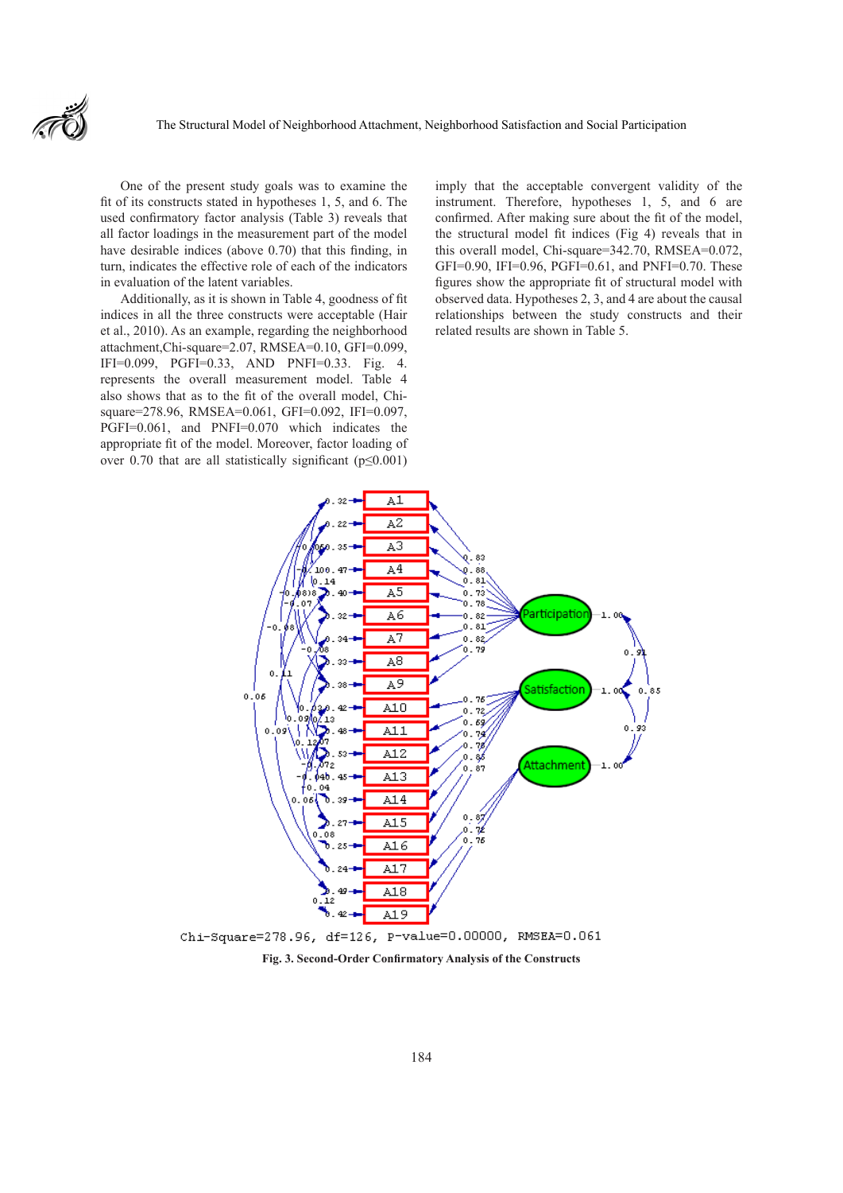One of the present study goals was to examine the fit of its constructs stated in hypotheses 1, 5, and 6. The used confirmatory factor analysis (Table 3) reveals that all factor loadings in the measurement part of the model have desirable indices (above 0.70) that this finding, in turn, indicates the effective role of each of the indicators in evaluation of the latent variables.

Additionally, as it is shown in Table 4, goodness of fit indices in all the three constructs were acceptable (Hair et al., 2010). As an example, regarding the neighborhood attachment,Chi-square=2.07, RMSEA=0.10, GFI=0.099, IFI=0.099, PGFI=0.33, AND PNFI=0.33. Fig. 4. represents the overall measurement model. Table 4 also shows that as to the fit of the overall model, Chi-square=278.96, RMSEA=0.061, GFI=0.092, IFI=0.097, PGFI=0.061, and PNFI=0.070 which indicates the appropriate fit of the model. Moreover, factor loading of over 0.70 that are all statistically significant (p≤0.001) imply that the acceptable convergent validity of the instrument. Therefore, hypotheses 1, 5, and 6 are confirmed. After making sure about the fit of the model, the structural model fit indices (Fig 4) reveals that in this overall model, Chi-square=342.70, RMSEA=0.072, GFI=0.90, IFI=0.96, PGFI=0.61, and PNFI=0.70. These figures show the appropriate fit of structural model with observed data. Hypotheses 2, 3, and 4 are about the causal relationships between the study constructs and their related results are shown in Table 5.

Chi-Square=278.96, df=126, P-value=0.00000, RMSEA=0.061

**Fig. 3. Second-Order Confirmatory Analysis of the Constructs**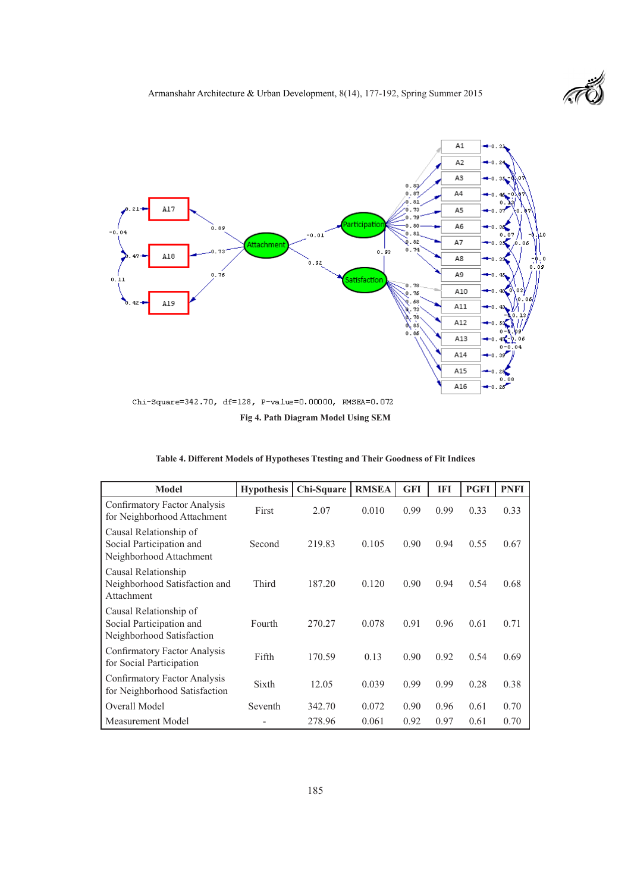Chi-Square=342.70, df=128, P-value=0.00000, RMSEA=0.072

**Fig 4. Path Diagram Model Using SEM**

**Table 4. Different Models of Hypotheses Ttesting and Their Goodness of Fit Indices**

| Model | Hypothesis | Chi-Square | RMSEA | GFI | IFI | PGFI | PNFI |
|---|---|---|---|---|---|---|---|
| Confirmatory Factor Analysis for Neighborhood Attachment | First | 2.07 | 0.010 | 0.99 | 0.99 | 0.33 | 0.33 |
| Causal Relationship of Social Participation and Neighborhood Attachment | Second | 219.83 | 0.105 | 0.90 | 0.94 | 0.55 | 0.67 |
| Causal Relationship Neighborhood Satisfaction and Attachment | Third | 187.20 | 0.120 | 0.90 | 0.94 | 0.54 | 0.68 |
| Causal Relationship of Social Participation and Neighborhood Satisfaction | Fourth | 270.27 | 0.078 | 0.91 | 0.96 | 0.61 | 0.71 |
| Confirmatory Factor Analysis for Social Participation | Fifth | 170.59 | 0.13 | 0.90 | 0.92 | 0.54 | 0.69 |
| Confirmatory Factor Analysis for Neighborhood Satisfaction | Sixth | 12.05 | 0.039 | 0.99 | 0.99 | 0.28 | 0.38 |
| Overall Model | Seventh | 342.70 | 0.072 | 0.90 | 0.96 | 0.61 | 0.70 |
| Measurement Model | - | 278.96 | 0.061 | 0.92 | 0.97 | 0.61 | 0.70 |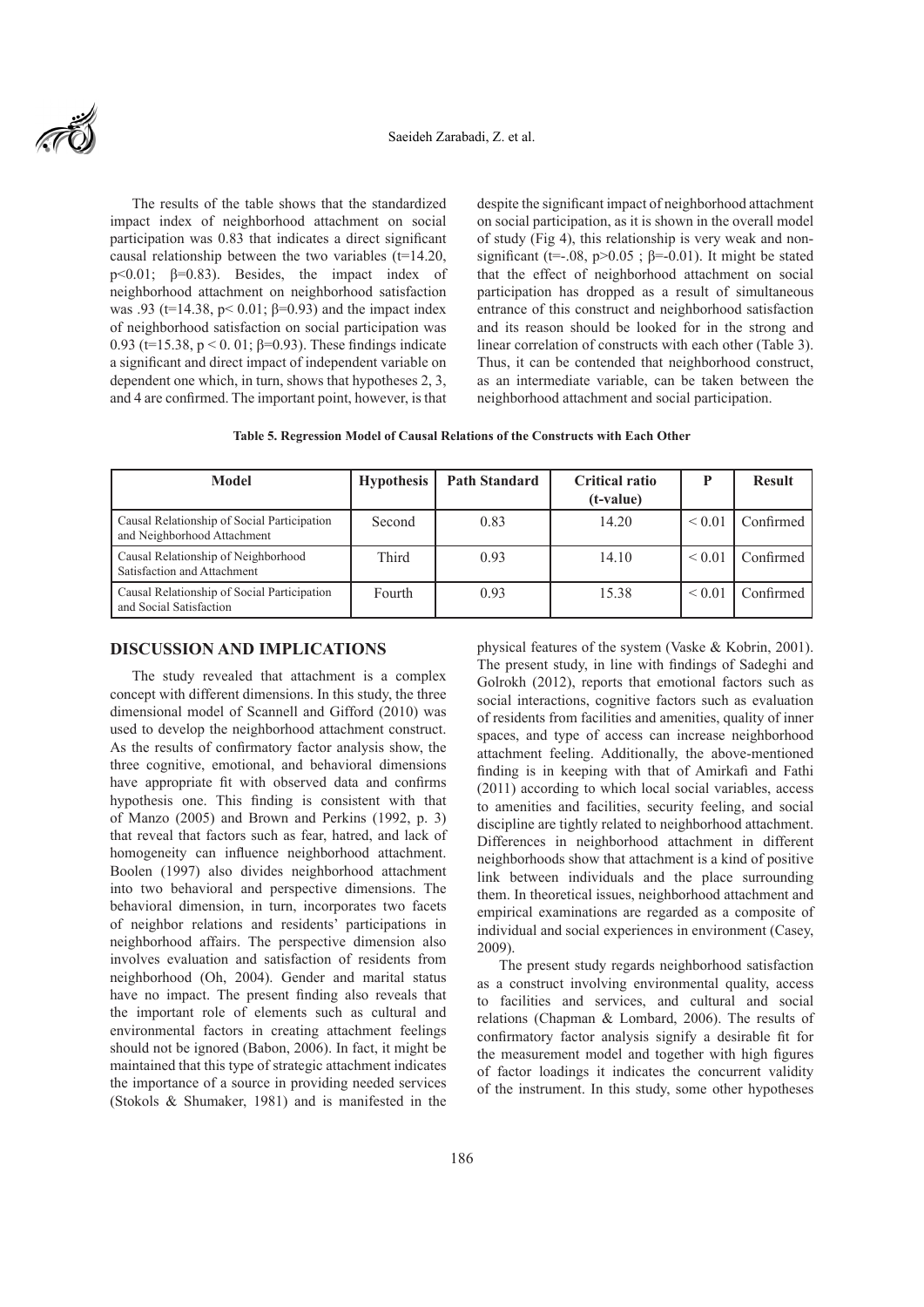The results of the table shows that the standardized impact index of neighborhood attachment on social participation was 0.83 that indicates a direct significant causal relationship between the two variables ($t=14.20$, $p<0.01$; $\beta=0.83$). Besides, the impact index of neighborhood attachment on neighborhood satisfaction was .93 ($t=14.38$, $p< 0.01$; $\beta=0.93$) and the impact index of neighborhood satisfaction on social participation was 0.93 ($t=15.38$, $p < 0.01$; $\beta=0.93$). These findings indicate a significant and direct impact of independent variable on dependent one which, in turn, shows that hypotheses 2, 3, and 4 are confirmed. The important point, however, is that despite the significant impact of neighborhood attachment on social participation, as it is shown in the overall model of study (Fig 4), this relationship is very weak and non-significant ($t=-.08$, $p>0.05$ ; $\beta=-0.01$). It might be stated that the effect of neighborhood attachment on social participation has dropped as a result of simultaneous entrance of this construct and neighborhood satisfaction and its reason should be looked for in the strong and linear correlation of constructs with each other (Table 3). Thus, it can be contended that neighborhood construct, as an intermediate variable, can be taken between the neighborhood attachment and social participation.

**Table 5. Regression Model of Causal Relations of the Constructs with Each Other**

| Model | Hypothesis | Path Standard | Critical ratio (t-value) | P | Result |
|---|---|---|---|---|---|
| Causal Relationship of Social Participation and Neighborhood Attachment | Second | 0.83 | 14.20 | < 0.01 | Confirmed |
| Causal Relationship of Neighborhood Satisfaction and Attachment | Third | 0.93 | 14.10 | < 0.01 | Confirmed |
| Causal Relationship of Social Participation and Social Satisfaction | Fourth | 0.93 | 15.38 | < 0.01 | Confirmed |

## DISCUSSION AND IMPLICATIONS

The study revealed that attachment is a complex concept with different dimensions. In this study, the three dimensional model of Scannell and Gifford (2010) was used to develop the neighborhood attachment construct. As the results of confirmatory factor analysis show, the three cognitive, emotional, and behavioral dimensions have appropriate fit with observed data and confirms hypothesis one. This finding is consistent with that of Manzo (2005) and Brown and Perkins (1992, p. 3) that reveal that factors such as fear, hatred, and lack of homogeneity can influence neighborhood attachment. Boolen (1997) also divides neighborhood attachment into two behavioral and perspective dimensions. The behavioral dimension, in turn, incorporates two facets of neighbor relations and residents' participations in neighborhood affairs. The perspective dimension also involves evaluation and satisfaction of residents from neighborhood (Oh, 2004). Gender and marital status have no impact. The present finding also reveals that the important role of elements such as cultural and environmental factors in creating attachment feelings should not be ignored (Babon, 2006). In fact, it might be maintained that this type of strategic attachment indicates the importance of a source in providing needed services (Stokols & Shumaker, 1981) and is manifested in the physical features of the system (Vaske & Kobrin, 2001). The present study, in line with findings of Sadeghi and Golrokh (2012), reports that emotional factors such as social interactions, cognitive factors such as evaluation of residents from facilities and amenities, quality of inner spaces, and type of access can increase neighborhood attachment feeling. Additionally, the above-mentioned finding is in keeping with that of Amirkafi and Fathi (2011) according to which local social variables, access to amenities and facilities, security feeling, and social discipline are tightly related to neighborhood attachment. Differences in neighborhood attachment in different neighborhoods show that attachment is a kind of positive link between individuals and the place surrounding them. In theoretical issues, neighborhood attachment and empirical examinations are regarded as a composite of individual and social experiences in environment (Casey, 2009).

The present study regards neighborhood satisfaction as a construct involving environmental quality, access to facilities and services, and cultural and social relations (Chapman & Lombard, 2006). The results of confirmatory factor analysis signify a desirable fit for the measurement model and together with high figures of factor loadings it indicates the concurrent validity of the instrument. In this study, some other hypotheses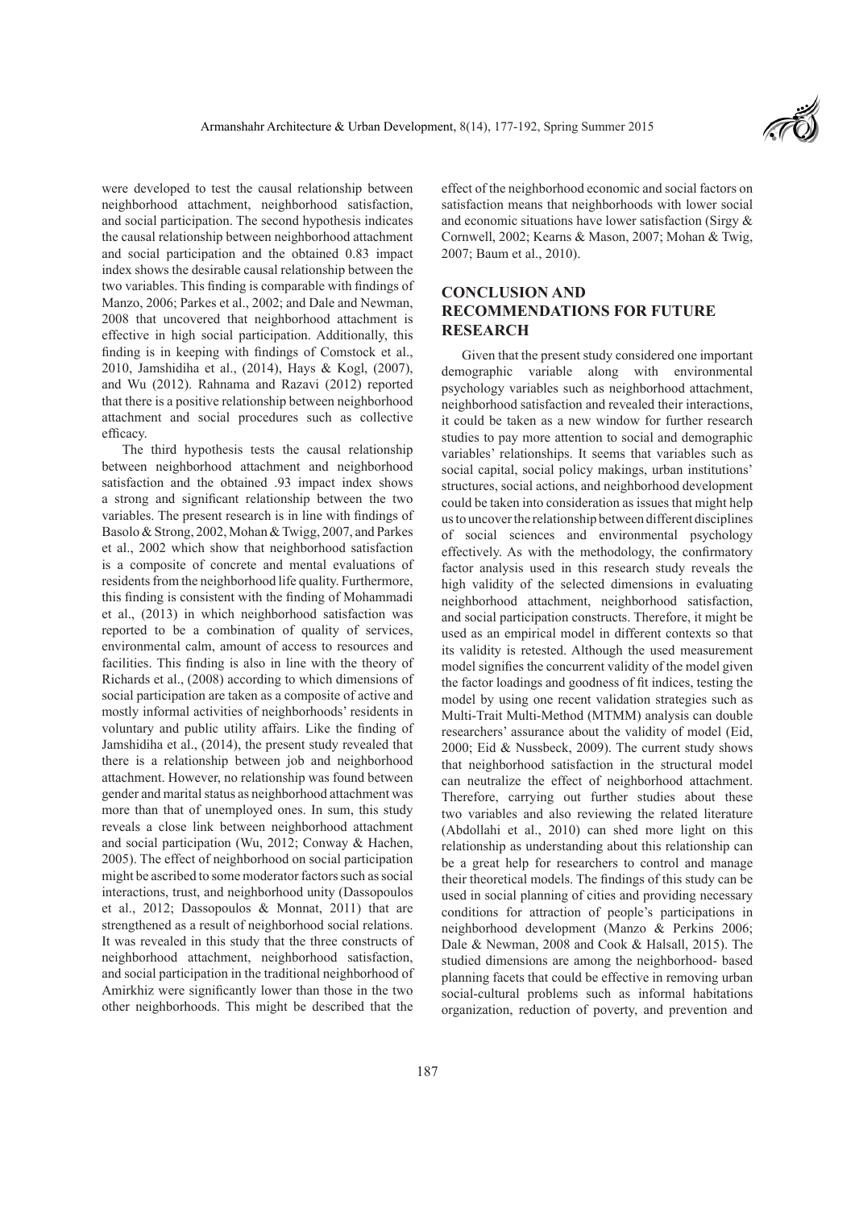were developed to test the causal relationship between neighborhood attachment, neighborhood satisfaction, and social participation. The second hypothesis indicates the causal relationship between neighborhood attachment and social participation and the obtained 0.83 impact index shows the desirable causal relationship between the two variables. This finding is comparable with findings of Manzo, 2006; Parkes et al., 2002; and Dale and Newman, 2008 that uncovered that neighborhood attachment is effective in high social participation. Additionally, this finding is in keeping with findings of Comstock et al., 2010, Jamshidiha et al., (2014), Hays & Kogl, (2007), and Wu (2012). Rahnama and Razavi (2012) reported that there is a positive relationship between neighborhood attachment and social procedures such as collective efficacy.

The third hypothesis tests the causal relationship between neighborhood attachment and neighborhood satisfaction and the obtained .93 impact index shows a strong and significant relationship between the two variables. The present research is in line with findings of Basolo & Strong, 2002, Mohan & Twigg, 2007, and Parkes et al., 2002 which show that neighborhood satisfaction is a composite of concrete and mental evaluations of residents from the neighborhood life quality. Furthermore, this finding is consistent with the finding of Mohammadi et al., (2013) in which neighborhood satisfaction was reported to be a combination of quality of services, environmental calm, amount of access to resources and facilities. This finding is also in line with the theory of Richards et al., (2008) according to which dimensions of social participation are taken as a composite of active and mostly informal activities of neighborhoods' residents in voluntary and public utility affairs. Like the finding of Jamshidiha et al., (2014), the present study revealed that there is a relationship between job and neighborhood attachment. However, no relationship was found between gender and marital status as neighborhood attachment was more than that of unemployed ones. In sum, this study reveals a close link between neighborhood attachment and social participation (Wu, 2012; Conway & Hachen, 2005). The effect of neighborhood on social participation might be ascribed to some moderator factors such as social interactions, trust, and neighborhood unity (Dassopoulos et al., 2012; Dassopoulos & Monnat, 2011) that are strengthened as a result of neighborhood social relations. It was revealed in this study that the three constructs of neighborhood attachment, neighborhood satisfaction, and social participation in the traditional neighborhood of Amirkhiz were significantly lower than those in the two other neighborhoods. This might be described that the effect of the neighborhood economic and social factors on satisfaction means that neighborhoods with lower social and economic situations have lower satisfaction (Sirgy & Cornwell, 2002; Kearns & Mason, 2007; Mohan & Twig, 2007; Baum et al., 2010).

## CONCLUSION AND RECOMMENDATIONS FOR FUTURE RESEARCH

Given that the present study considered one important demographic variable along with environmental psychology variables such as neighborhood attachment, neighborhood satisfaction and revealed their interactions, it could be taken as a new window for further research studies to pay more attention to social and demographic variables' relationships. It seems that variables such as social capital, social policy makings, urban institutions' structures, social actions, and neighborhood development could be taken into consideration as issues that might help us to uncover the relationship between different disciplines of social sciences and environmental psychology effectively. As with the methodology, the confirmatory factor analysis used in this research study reveals the high validity of the selected dimensions in evaluating neighborhood attachment, neighborhood satisfaction, and social participation constructs. Therefore, it might be used as an empirical model in different contexts so that its validity is retested. Although the used measurement model signifies the concurrent validity of the model given the factor loadings and goodness of fit indices, testing the model by using one recent validation strategies such as Multi-Trait Multi-Method (MTMM) analysis can double researchers' assurance about the validity of model (Eid, 2000; Eid & Nussbeck, 2009). The current study shows that neighborhood satisfaction in the structural model can neutralize the effect of neighborhood attachment. Therefore, carrying out further studies about these two variables and also reviewing the related literature (Abdollahi et al., 2010) can shed more light on this relationship as understanding about this relationship can be a great help for researchers to control and manage their theoretical models. The findings of this study can be used in social planning of cities and providing necessary conditions for attraction of people's participations in neighborhood development (Manzo & Perkins 2006; Dale & Newman, 2008 and Cook & Halsall, 2015). The studied dimensions are among the neighborhood- based planning facets that could be effective in removing urban social-cultural problems such as informal habitations organization, reduction of poverty, and prevention and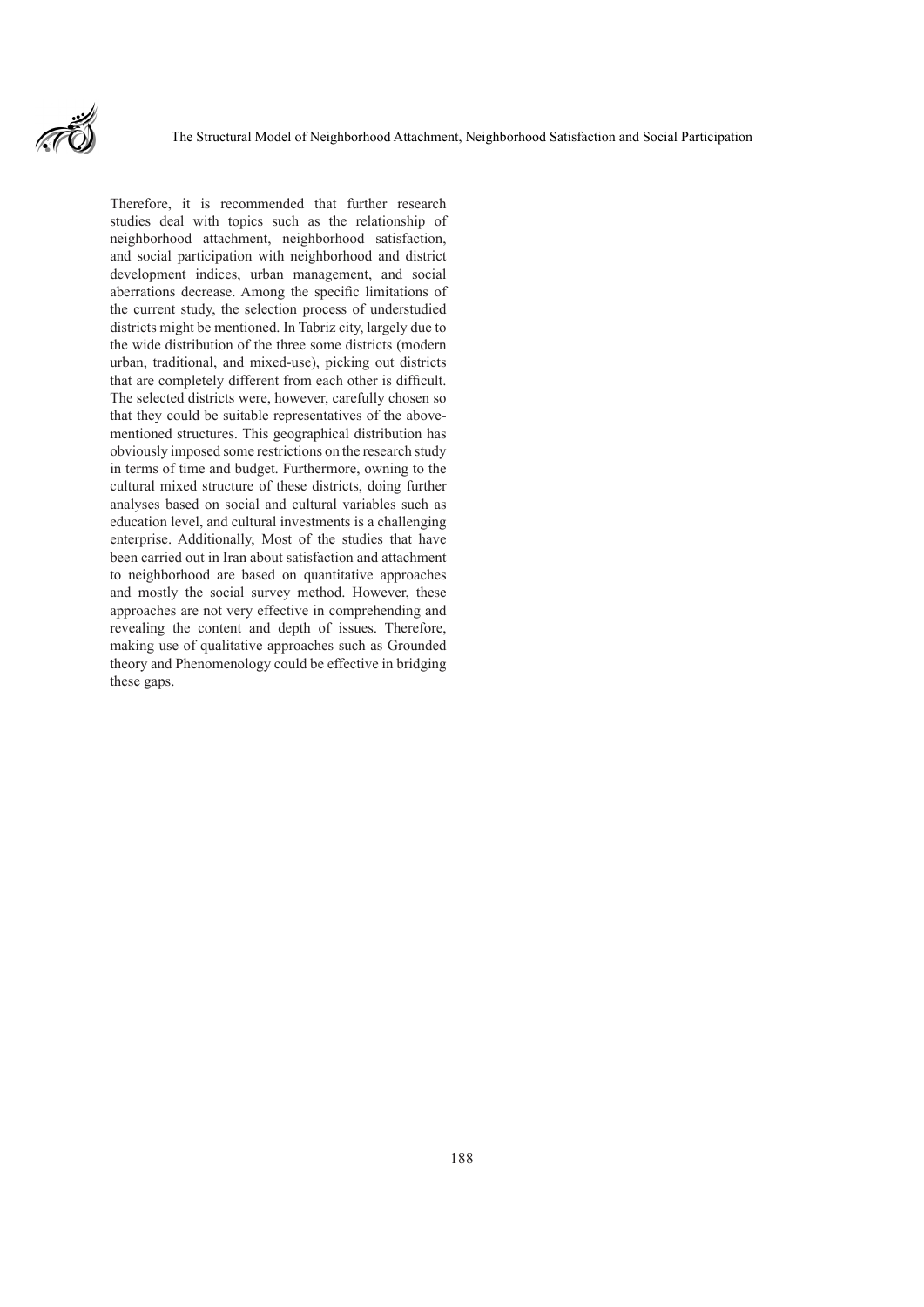Therefore, it is recommended that further research studies deal with topics such as the relationship of neighborhood attachment, neighborhood satisfaction, and social participation with neighborhood and district development indices, urban management, and social aberrations decrease. Among the specific limitations of the current study, the selection process of understudied districts might be mentioned. In Tabriz city, largely due to the wide distribution of the three some districts (modern urban, traditional, and mixed-use), picking out districts that are completely different from each other is difficult. The selected districts were, however, carefully chosen so that they could be suitable representatives of the above-mentioned structures. This geographical distribution has obviously imposed some restrictions on the research study in terms of time and budget. Furthermore, owning to the cultural mixed structure of these districts, doing further analyses based on social and cultural variables such as education level, and cultural investments is a challenging enterprise. Additionally, Most of the studies that have been carried out in Iran about satisfaction and attachment to neighborhood are based on quantitative approaches and mostly the social survey method. However, these approaches are not very effective in comprehending and revealing the content and depth of issues. Therefore, making use of qualitative approaches such as Grounded theory and Phenomenology could be effective in bridging these gaps.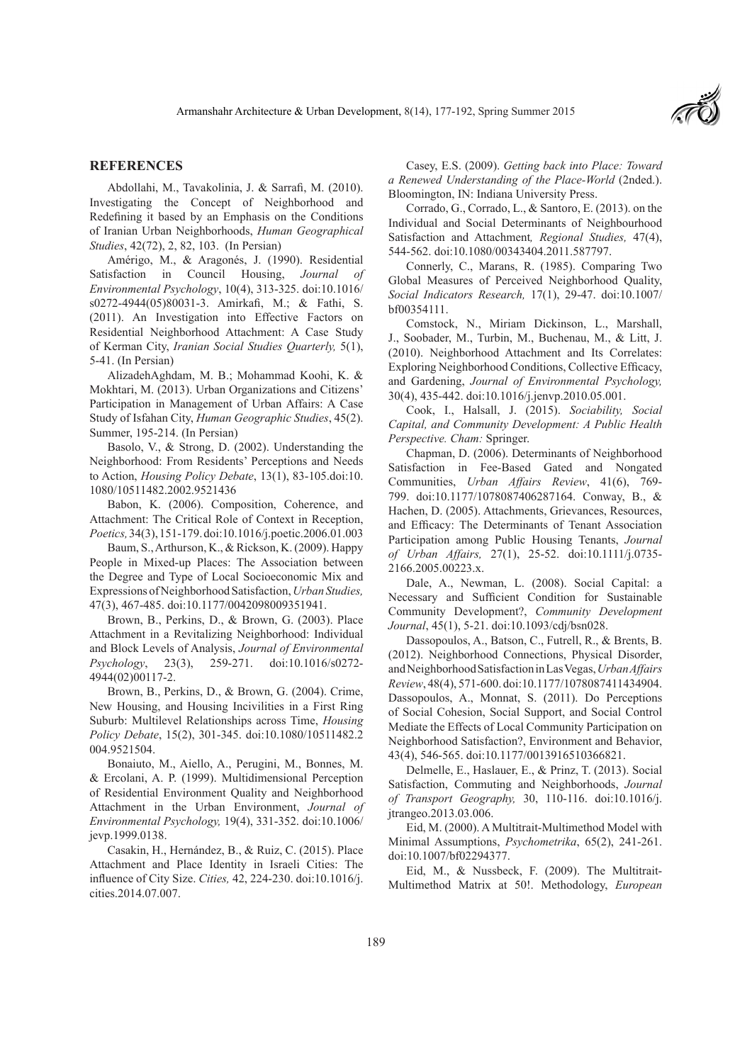## REFERENCES

Abdollahi, M., Tavakolinia, J. & Sarrafi, M. (2010). Investigating the Concept of Neighborhood and Redefining it based by an Emphasis on the Conditions of Iranian Urban Neighborhoods, *Human Geographical Studies*, 42(72), 2, 82, 103. (In Persian)

Amérigo, M., & Aragonés, J. (1990). Residential Satisfaction in Council Housing, *Journal of Environmental Psychology*, 10(4), 313-325. doi:10.1016/s0272-4944(05)80031-3. Amirkafi, M.; & Fathi, S. (2011). An Investigation into Effective Factors on Residential Neighborhood Attachment: A Case Study of Kerman City, *Iranian Social Studies Quarterly,* 5(1), 5-41. (In Persian)

AlizadehAghdam, M. B.; Mohammad Koohi, K. & Mokhtari, M. (2013). Urban Organizations and Citizens' Participation in Management of Urban Affairs: A Case Study of Isfahan City, *Human Geographic Studies*, 45(2). Summer, 195-214. (In Persian)

Basolo, V., & Strong, D. (2002). Understanding the Neighborhood: From Residents' Perceptions and Needs to Action, *Housing Policy Debate*, 13(1), 83-105.doi:10.1080/10511482.2002.9521436

Babon, K. (2006). Composition, Coherence, and Attachment: The Critical Role of Context in Reception, *Poetics,* 34(3), 151-179. doi:10.1016/j.poetic.2006.01.003

Baum, S., Arthurson, K., & Rickson, K. (2009). Happy People in Mixed-up Places: The Association between the Degree and Type of Local Socioeconomic Mix and Expressions of Neighborhood Satisfaction, *Urban Studies,* 47(3), 467-485. doi:10.1177/0042098009351941.

Brown, B., Perkins, D., & Brown, G. (2003). Place Attachment in a Revitalizing Neighborhood: Individual and Block Levels of Analysis, *Journal of Environmental Psychology*, 23(3), 259-271. doi:10.1016/s0272-4944(02)00117-2.

Brown, B., Perkins, D., & Brown, G. (2004). Crime, New Housing, and Housing Incivilities in a First Ring Suburb: Multilevel Relationships across Time, *Housing Policy Debate*, 15(2), 301-345. doi:10.1080/10511482.2004.9521504.

Bonaiuto, M., Aiello, A., Perugini, M., Bonnes, M. & Ercolani, A. P. (1999). Multidimensional Perception of Residential Environment Quality and Neighborhood Attachment in the Urban Environment, *Journal of Environmental Psychology,* 19(4), 331-352. doi:10.1006/jevp.1999.0138.

Casakin, H., Hernández, B., & Ruiz, C. (2015). Place Attachment and Place Identity in Israeli Cities: The influence of City Size. *Cities,* 42, 224-230. doi:10.1016/j.cities.2014.07.007.

Casey, E.S. (2009). *Getting back into Place: Toward a Renewed Understanding of the Place-World* (2nded.). Bloomington, IN: Indiana University Press.

Corrado, G., Corrado, L., & Santoro, E. (2013). on the Individual and Social Determinants of Neighbourhood Satisfaction and Attachment*, Regional Studies,* 47(4), 544-562. doi:10.1080/00343404.2011.587797.

Connerly, C., Marans, R. (1985). Comparing Two Global Measures of Perceived Neighborhood Quality, *Social Indicators Research,* 17(1), 29-47. doi:10.1007/bf00354111.

Comstock, N., Miriam Dickinson, L., Marshall, J., Soobader, M., Turbin, M., Buchenau, M., & Litt, J. (2010). Neighborhood Attachment and Its Correlates: Exploring Neighborhood Conditions, Collective Efficacy, and Gardening, *Journal of Environmental Psychology,* 30(4), 435-442. doi:10.1016/j.jenvp.2010.05.001.

Cook, I., Halsall, J. (2015). *Sociability, Social Capital, and Community Development: A Public Health Perspective. Cham:* Springer.

Chapman, D. (2006). Determinants of Neighborhood Satisfaction in Fee-Based Gated and Nongated Communities, *Urban Affairs Review*, 41(6), 769-799. doi:10.1177/1078087406287164. Conway, B., & Hachen, D. (2005). Attachments, Grievances, Resources, and Efficacy: The Determinants of Tenant Association Participation among Public Housing Tenants, *Journal of Urban Affairs,* 27(1), 25-52. doi:10.1111/j.0735-2166.2005.00223.x.

Dale, A., Newman, L. (2008). Social Capital: a Necessary and Sufficient Condition for Sustainable Community Development?, *Community Development Journal*, 45(1), 5-21. doi:10.1093/cdj/bsn028.

Dassopoulos, A., Batson, C., Futrell, R., & Brents, B. (2012). Neighborhood Connections, Physical Disorder, and Neighborhood Satisfaction in Las Vegas, *Urban Affairs Review*, 48(4), 571-600. doi:10.1177/1078087411434904. Dassopoulos, A., Monnat, S. (2011). Do Perceptions of Social Cohesion, Social Support, and Social Control Mediate the Effects of Local Community Participation on Neighborhood Satisfaction?, Environment and Behavior, 43(4), 546-565. doi:10.1177/0013916510366821.

Delmelle, E., Haslauer, E., & Prinz, T. (2013). Social Satisfaction, Commuting and Neighborhoods, *Journal of Transport Geography,* 30, 110-116. doi:10.1016/j.jtrangeo.2013.03.006.

Eid, M. (2000). A Multitrait-Multimethod Model with Minimal Assumptions, *Psychometrika*, 65(2), 241-261. doi:10.1007/bf02294377.

Eid, M., & Nussbeck, F. (2009). The Multitrait-Multimethod Matrix at 50!. Methodology, *European*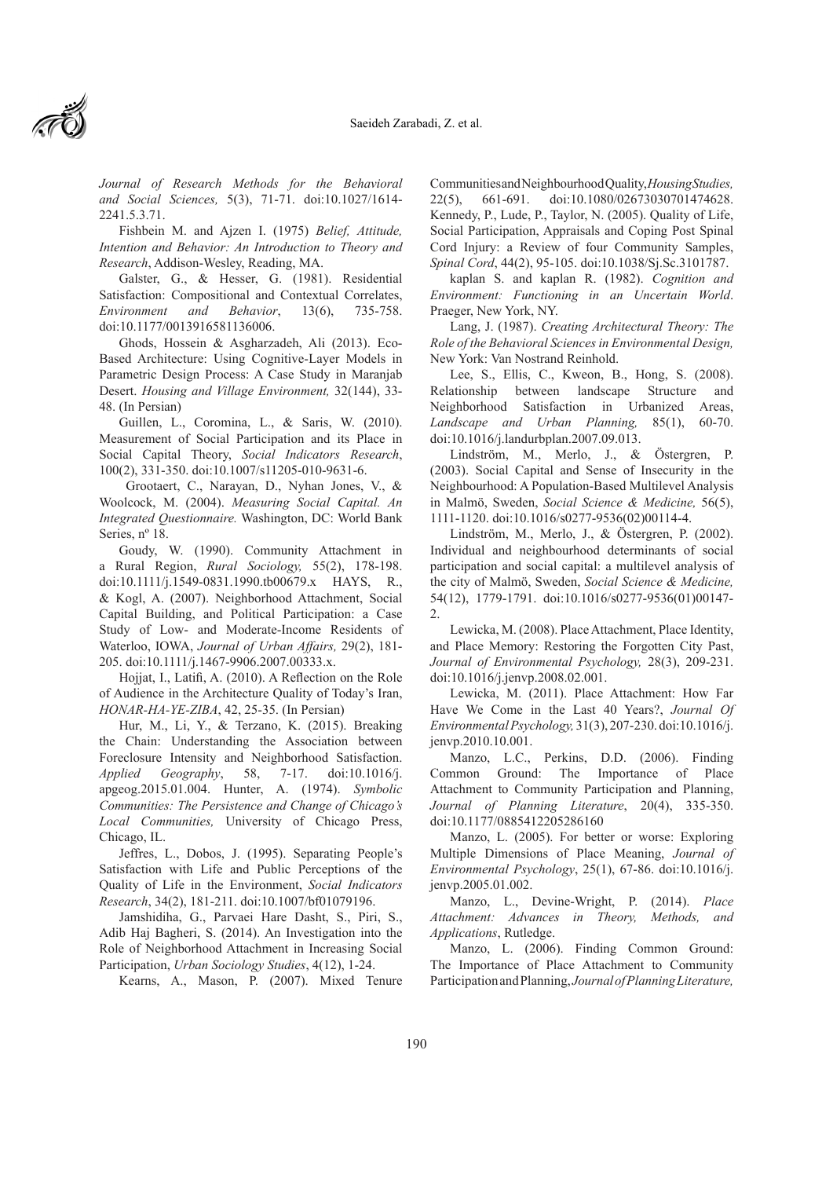*Journal of Research Methods for the Behavioral and Social Sciences,* 5(3), 71-71. doi:10.1027/1614-2241.5.3.71.

Fishbein M. and Ajzen I. (1975) *Belief, Attitude, Intention and Behavior: An Introduction to Theory and Research*, Addison-Wesley, Reading, MA.

Galster, G., & Hesser, G. (1981). Residential Satisfaction: Compositional and Contextual Correlates, *Environment and Behavior*, 13(6), 735-758. doi:10.1177/0013916581136006.

Ghods, Hossein & Asgharzadeh, Ali (2013). Eco-Based Architecture: Using Cognitive-Layer Models in Parametric Design Process: A Case Study in Maranjab Desert. *Housing and Village Environment,* 32(144), 33-48. (In Persian)

Guillen, L., Coromina, L., & Saris, W. (2010). Measurement of Social Participation and its Place in Social Capital Theory, *Social Indicators Research*, 100(2), 331-350. doi:10.1007/s11205-010-9631-6.

Grootaert, C., Narayan, D., Nyhan Jones, V., & Woolcock, M. (2004). *Measuring Social Capital. An Integrated Questionnaire.* Washington, DC: World Bank Series, nº 18.

Goudy, W. (1990). Community Attachment in a Rural Region, *Rural Sociology,* 55(2), 178-198. doi:10.1111/j.1549-0831.1990.tb00679.x HAYS, R., & Kogl, A. (2007). Neighborhood Attachment, Social Capital Building, and Political Participation: a Case Study of Low- and Moderate-Income Residents of Waterloo, IOWA, *Journal of Urban Affairs,* 29(2), 181-205. doi:10.1111/j.1467-9906.2007.00333.x.

Hojjat, I., Latifi, A. (2010). A Reflection on the Role of Audience in the Architecture Quality of Today's Iran, *HONAR-HA-YE-ZIBA*, 42, 25-35. (In Persian)

Hur, M., Li, Y., & Terzano, K. (2015). Breaking the Chain: Understanding the Association between Foreclosure Intensity and Neighborhood Satisfaction. *Applied Geography*, 58, 7-17. doi:10.1016/j.apgeog.2015.01.004. Hunter, A. (1974). *Symbolic Communities: The Persistence and Change of Chicago's Local Communities,* University of Chicago Press, Chicago, IL.

Jeffres, L., Dobos, J. (1995). Separating People's Satisfaction with Life and Public Perceptions of the Quality of Life in the Environment, *Social Indicators Research*, 34(2), 181-211. doi:10.1007/bf01079196.

Jamshidiha, G., Parvaei Hare Dasht, S., Piri, S., Adib Haj Bagheri, S. (2014). An Investigation into the Role of Neighborhood Attachment in Increasing Social Participation, *Urban Sociology Studies*, 4(12), 1-24.

Kearns, A., Mason, P. (2007). Mixed Tenure Communities and Neighbourhood Quality, *Housing Studies,* 22(5), 661-691. doi:10.1080/02673030701474628. Kennedy, P., Lude, P., Taylor, N. (2005). Quality of Life, Social Participation, Appraisals and Coping Post Spinal Cord Injury: a Review of four Community Samples, *Spinal Cord*, 44(2), 95-105. doi:10.1038/Sj.Sc.3101787.

kaplan S. and kaplan R. (1982). *Cognition and Environment: Functioning in an Uncertain World*. Praeger, New York, NY.

Lang, J. (1987). *Creating Architectural Theory: The Role of the Behavioral Sciences in Environmental Design,* New York: Van Nostrand Reinhold.

Lee, S., Ellis, C., Kweon, B., Hong, S. (2008). Relationship between landscape Structure and Neighborhood Satisfaction in Urbanized Areas, *Landscape and Urban Planning,* 85(1), 60-70. doi:10.1016/j.landurbplan.2007.09.013.

Lindström, M., Merlo, J., & Östergren, P. (2003). Social Capital and Sense of Insecurity in the Neighbourhood: A Population-Based Multilevel Analysis in Malmö, Sweden, *Social Science & Medicine,* 56(5), 1111-1120. doi:10.1016/s0277-9536(02)00114-4.

Lindström, M., Merlo, J., & Östergren, P. (2002). Individual and neighbourhood determinants of social participation and social capital: a multilevel analysis of the city of Malmö, Sweden, *Social Science & Medicine,* 54(12), 1779-1791. doi:10.1016/s0277-9536(01)00147-2.

Lewicka, M. (2008). Place Attachment, Place Identity, and Place Memory: Restoring the Forgotten City Past, *Journal of Environmental Psychology,* 28(3), 209-231. doi:10.1016/j.jenvp.2008.02.001.

Lewicka, M. (2011). Place Attachment: How Far Have We Come in the Last 40 Years?, *Journal Of Environmental Psychology,* 31(3), 207-230. doi:10.1016/j.jenvp.2010.10.001.

Manzo, L.C., Perkins, D.D. (2006). Finding Common Ground: The Importance of Place Attachment to Community Participation and Planning, *Journal of Planning Literature*, 20(4), 335-350. doi:10.1177/0885412205286160

Manzo, L. (2005). For better or worse: Exploring Multiple Dimensions of Place Meaning, *Journal of Environmental Psychology*, 25(1), 67-86. doi:10.1016/j.jenvp.2005.01.002.

Manzo, L., Devine-Wright, P. (2014). *Place Attachment: Advances in Theory, Methods, and Applications*, Rutledge.

Manzo, L. (2006). Finding Common Ground: The Importance of Place Attachment to Community Participation and Planning, *Journal of Planning Literature,*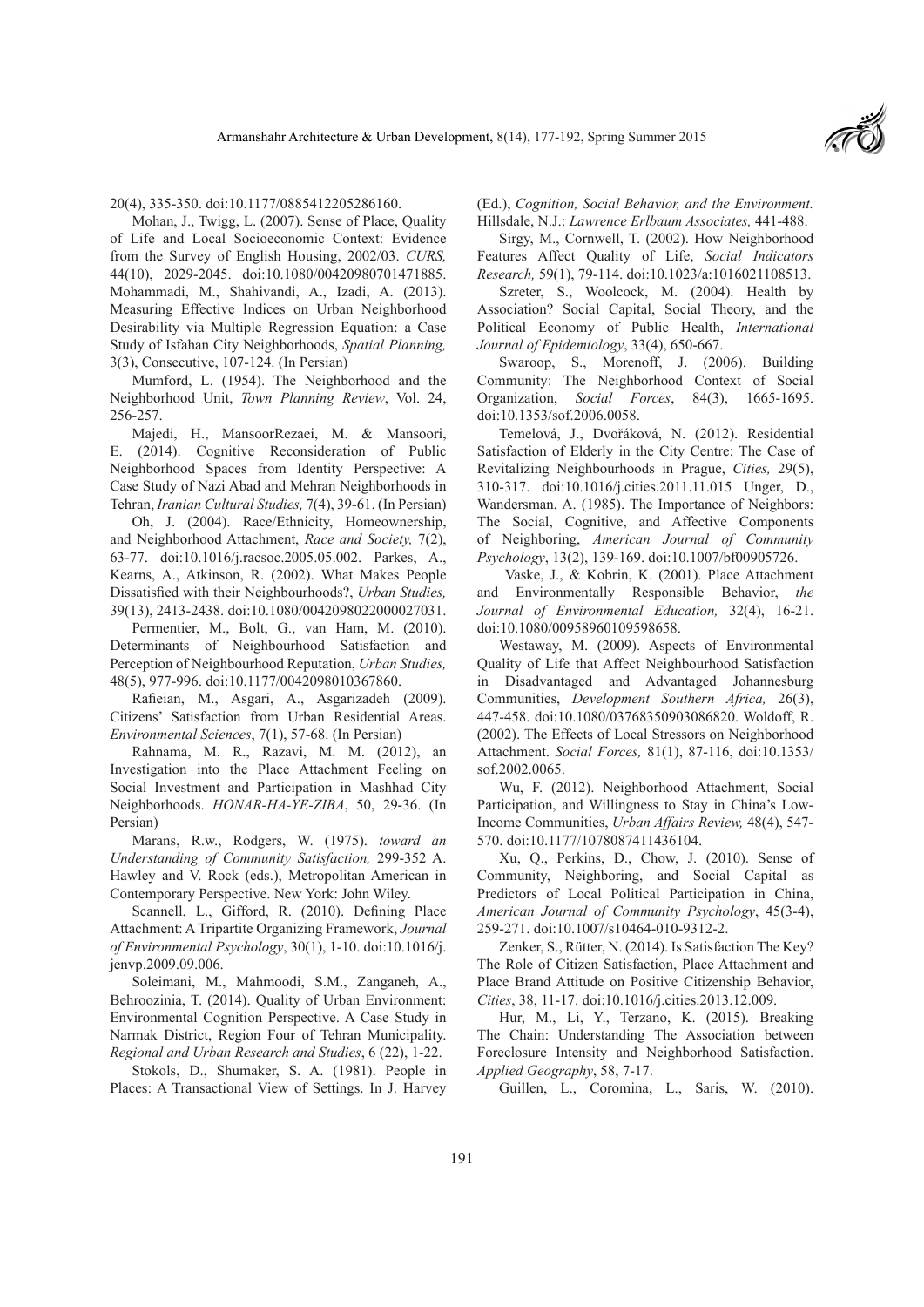20(4), 335-350. doi:10.1177/0885412205286160.

Mohan, J., Twigg, L. (2007). Sense of Place, Quality of Life and Local Socioeconomic Context: Evidence from the Survey of English Housing, 2002/03. *CURS,* 44(10), 2029-2045. doi:10.1080/00420980701471885. Mohammadi, M., Shahivandi, A., Izadi, A. (2013). Measuring Effective Indices on Urban Neighborhood Desirability via Multiple Regression Equation: a Case Study of Isfahan City Neighborhoods, *Spatial Planning,* 3(3), Consecutive, 107-124. (In Persian)

Mumford, L. (1954). The Neighborhood and the Neighborhood Unit, *Town Planning Review*, Vol. 24, 256-257.

Majedi, H., MansoorRezaei, M. & Mansoori, E. (2014). Cognitive Reconsideration of Public Neighborhood Spaces from Identity Perspective: A Case Study of Nazi Abad and Mehran Neighborhoods in Tehran, *Iranian Cultural Studies,* 7(4), 39-61. (In Persian)

Oh, J. (2004). Race/Ethnicity, Homeownership, and Neighborhood Attachment, *Race and Society,* 7(2), 63-77. doi:10.1016/j.racsoc.2005.05.002. Parkes, A., Kearns, A., Atkinson, R. (2002). What Makes People Dissatisfied with their Neighbourhoods?, *Urban Studies,* 39(13), 2413-2438. doi:10.1080/0042098022000027031.

Permentier, M., Bolt, G., van Ham, M. (2010). Determinants of Neighbourhood Satisfaction and Perception of Neighbourhood Reputation, *Urban Studies,* 48(5), 977-996. doi:10.1177/0042098010367860.

Rafieian, M., Asgari, A., Asgarizadeh (2009). Citizens' Satisfaction from Urban Residential Areas. *Environmental Sciences*, 7(1), 57-68. (In Persian)

Rahnama, M. R., Razavi, M. M. (2012), an Investigation into the Place Attachment Feeling on Social Investment and Participation in Mashhad City Neighborhoods. *HONAR-HA-YE-ZIBA*, 50, 29-36. (In Persian)

Marans, R.w., Rodgers, W. (1975). *toward an Understanding of Community Satisfaction,* 299-352 A. Hawley and V. Rock (eds.), Metropolitan American in Contemporary Perspective. New York: John Wiley.

Scannell, L., Gifford, R. (2010). Defining Place Attachment: A Tripartite Organizing Framework, *Journal of Environmental Psychology*, 30(1), 1-10. doi:10.1016/j.jenvp.2009.09.006.

Soleimani, M., Mahmoodi, S.M., Zanganeh, A., Behroozinia, T. (2014). Quality of Urban Environment: Environmental Cognition Perspective. A Case Study in Narmak District, Region Four of Tehran Municipality. *Regional and Urban Research and Studies*, 6 (22), 1-22.

Stokols, D., Shumaker, S. A. (1981). People in Places: A Transactional View of Settings. In J. Harvey (Ed.), *Cognition, Social Behavior, and the Environment.* Hillsdale, N.J.: *Lerlbaum Associates,* 441-488.

Sirgy, M., Cornwell, T. (2002). How Neighborhood Features Affect Quality of Life, *Social Indicators Research,* 59(1), 79-114. doi:10.1023/a:1016021108513.

Szreter, S., Woolcock, M. (2004). Health by Association? Social Capital, Social Theory, and the Political Economy of Public Health, *International Journal of Epidemiology*, 33(4), 650-667.

Swaroop, S., Morenoff, J. (2006). Building Community: The Neighborhood Context of Social Organization, *Social Forces*, 84(3), 1665-1695. doi:10.1353/sof.2006.0058.

Temelová, J., Dvořáková, N. (2012). Residential Satisfaction of Elderly in the City Centre: The Case of Revitalizing Neighbourhoods in Prague, *Cities,* 29(5), 310-317. doi:10.1016/j.cities.2011.11.015 Unger, D., Wandersman, A. (1985). The Importance of Neighbors: The Social, Cognitive, and Affective Components of Neighboring, *American Journal of Community Psychology*, 13(2), 139-169. doi:10.1007/bf00905726.

Vaske, J., & Kobrin, K. (2001). Place Attachment and Environmentally Responsible Behavior, *the Journal of Environmental Education,* 32(4), 16-21. doi:10.1080/00958960109598658.

Westaway, M. (2009). Aspects of Environmental Quality of Life that Affect Neighbourhood Satisfaction in Disadvantaged and Advantaged Johannesburg Communities, *Development Southern Africa,* 26(3), 447-458. doi:10.1080/03768350903086820. Woldoff, R. (2002). The Effects of Local Stressors on Neighborhood Attachment. *Social Forces,* 81(1), 87-116, doi:10.1353/sof.2002.0065.

Wu, F. (2012). Neighborhood Attachment, Social Participation, and Willingness to Stay in China's Low-Income Communities, *Urban Affairs Review,* 48(4), 547-570. doi:10.1177/1078087411436104.

Xu, Q., Perkins, D., Chow, J. (2010). Sense of Community, Neighboring, and Social Capital as Predictors of Local Political Participation in China, *American Journal of Community Psychology*, 45(3-4), 259-271. doi:10.1007/s10464-010-9312-2.

Zenker, S., Rütter, N. (2014). Is Satisfaction The Key? The Role of Citizen Satisfaction, Place Attachment and Place Brand Attitude on Positive Citizenship Behavior, *Cities*, 38, 11-17. doi:10.1016/j.cities.2013.12.009.

Hur, M., Li, Y., Terzano, K. (2015). Breaking The Chain: Understanding The Association between Foreclosure Intensity and Neighborhood Satisfaction. *Applied Geography*, 58, 7-17.

Guillen, L., Coromina, L., Saris, W. (2010).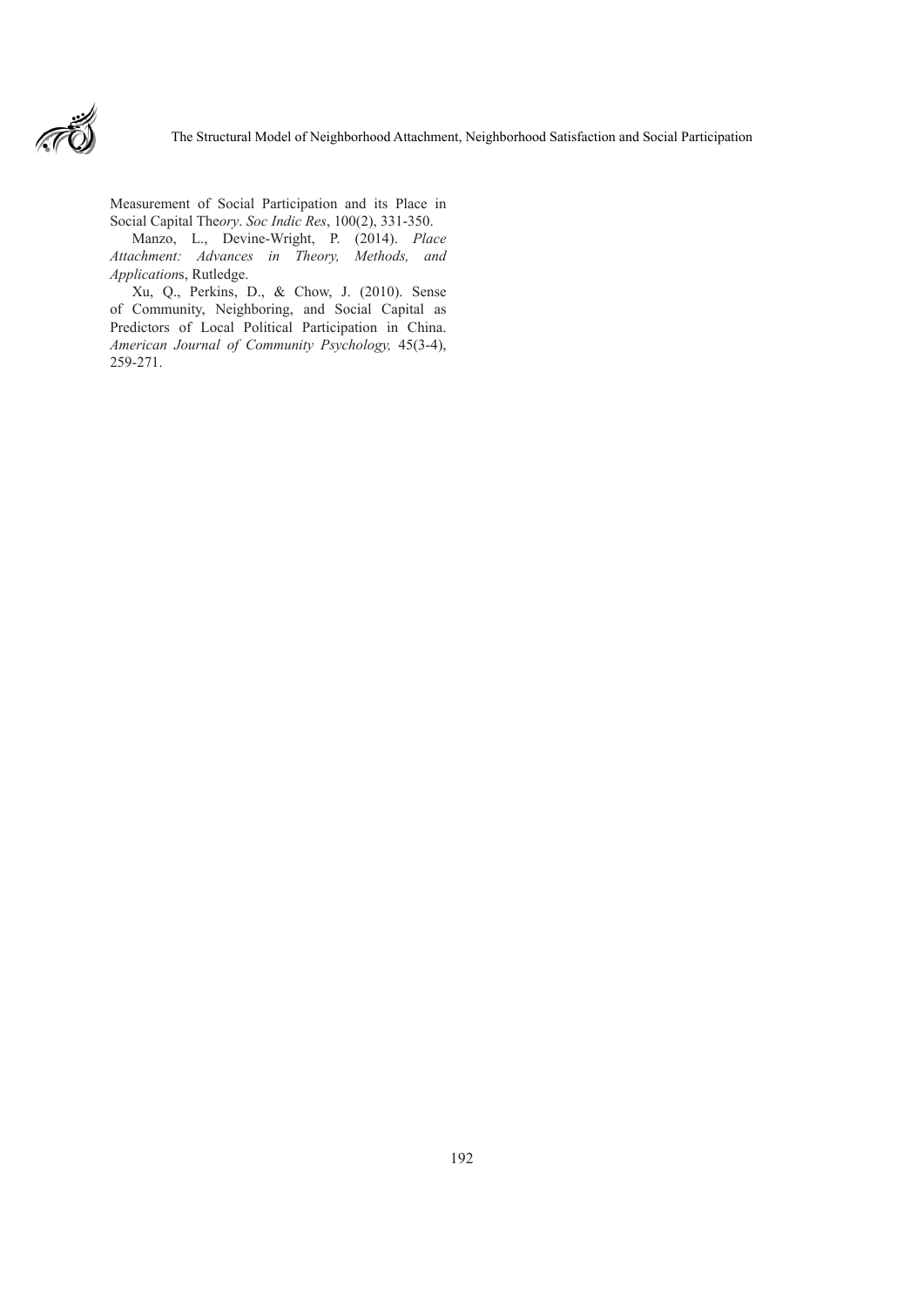Measurement of Social Participation and its Place in Social Capital The*ory*. *Soc Indic Res*, 100(2), 331-350.

Manzo, L., Devine-Wright, P. (2014). *Place Attachment: Advances in Theory, Methods, and Application*s, Rutledge.

Xu, Q., Perkins, D., & Chow, J. (2010). Sense of Community, Neighboring, and Social Capital as Predictors of Local Political Participation in China. *American Journal of Community Psychology,* 45(3-4), 259-271.